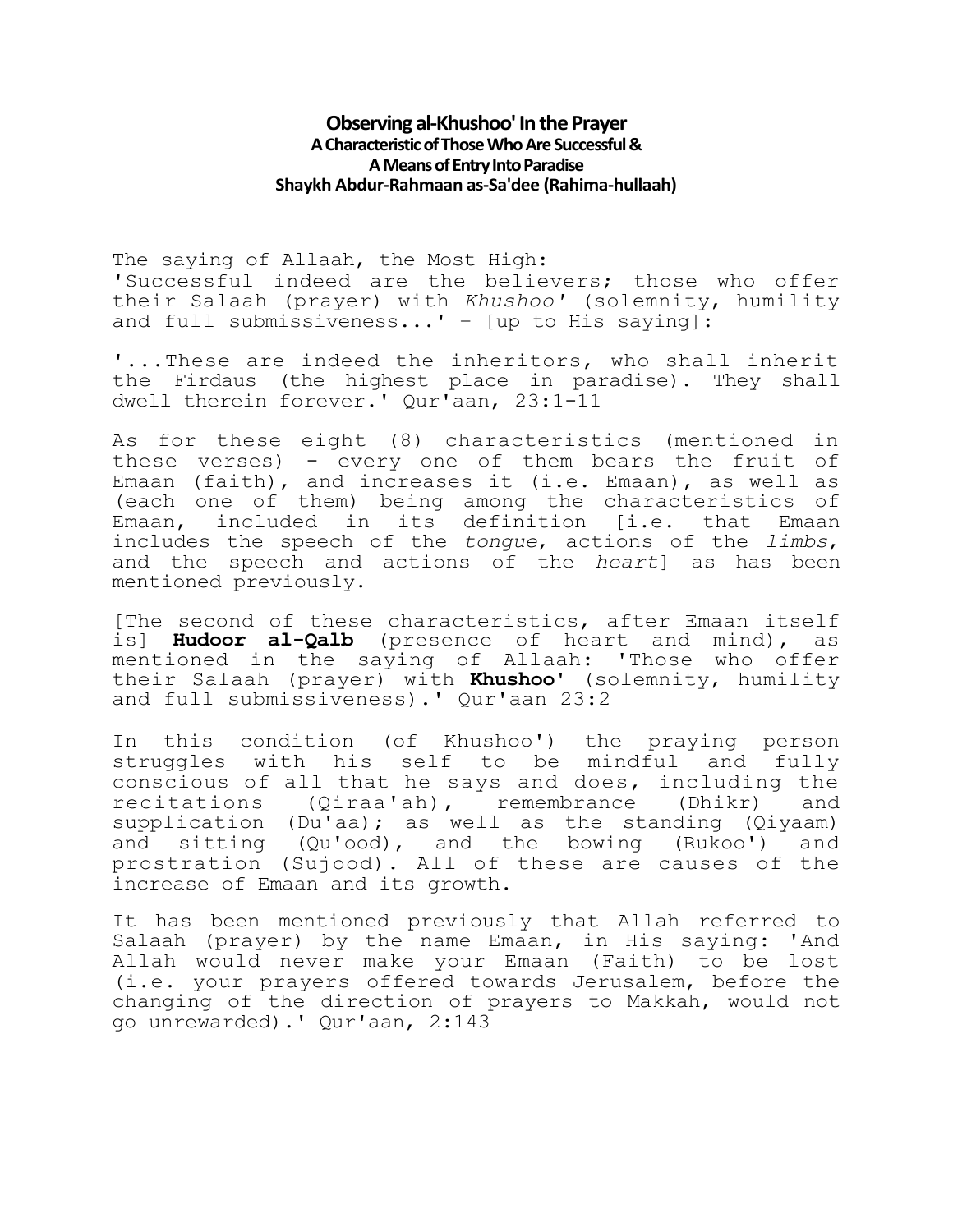# Observing al-Khushoo' In the Prayer

### A Characteristic of Those Who Are Successful & A Means of Entry Into Paradise

### Shaykh Abdur-Rahmaan as-Sa'dee (Rahima-hullaah)

The saying of Allaah, the Most High:
'Successful indeed are the believers; those who offer their Salaah (prayer) with *Khushoo'* (solemnity, humility and full submissiveness...' – [up to His saying]:

'...These are indeed the inheritors, who shall inherit the Firdaus (the highest place in paradise). They shall dwell therein forever.' Qur'aan, 23:1-11

As for these eight (8) characteristics (mentioned in these verses) - every one of them bears the fruit of Emaan (faith), and increases it (i.e. Emaan), as well as (each one of them) being among the characteristics of Emaan, included in its definition [i.e. that Emaan includes the speech of the *tongue*, actions of the *limbs*, and the speech and actions of the *heart*] as has been mentioned previously.

[The second of these characteristics, after Emaan itself is] **Hudoor al-Qalb** (presence of heart and mind), as mentioned in the saying of Allaah: 'Those who offer their Salaah (prayer) with **Khushoo'** (solemnity, humility and full submissiveness).' Qur'aan 23:2

In this condition (of Khushoo') the praying person struggles with his self to be mindful and fully conscious of all that he says and does, including the recitations (Qiraa'ah), remembrance (Dhikr) and supplication (Du'aa); as well as the standing (Qiyaam) and sitting (Qu'ood), and the bowing (Rukoo') and prostration (Sujood). All of these are causes of the increase of Emaan and its growth.

It has been mentioned previously that Allah referred to Salaah (prayer) by the name Emaan, in His saying: 'And Allah would never make your Emaan (Faith) to be lost (i.e. your prayers offered towards Jerusalem, before the changing of the direction of prayers to Makkah, would not go unrewarded).' Qur'aan, 2:143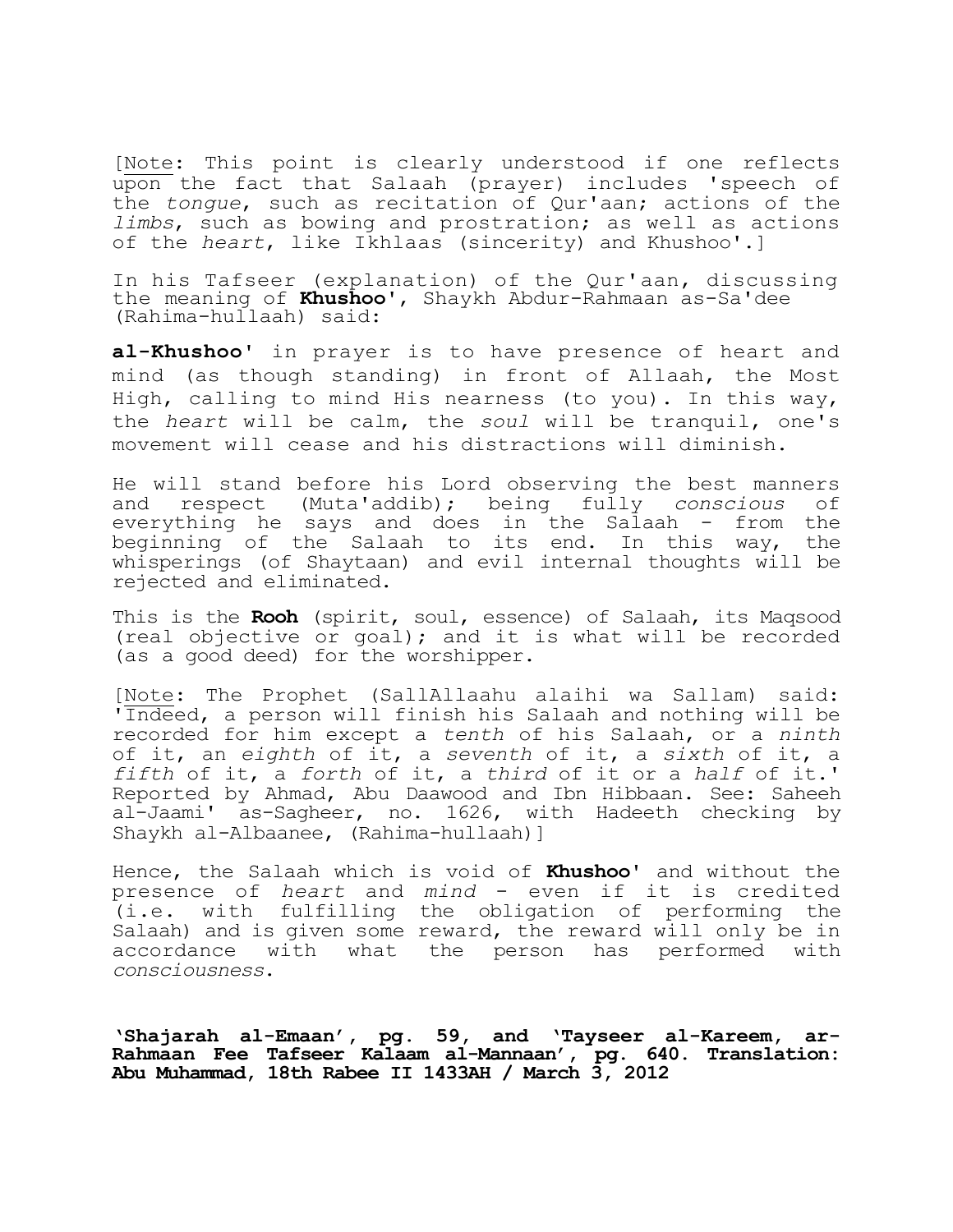[Note: This point is clearly understood if one reflects upon the fact that Salaah (prayer) includes 'speech of the *tongue*, such as recitation of Qur'aan; actions of the *limbs*, such as bowing and prostration; as well as actions of the *heart*, like Ikhlaas (sincerity) and Khushoo'.]

In his Tafseer (explanation) of the Qur'aan, discussing the meaning of **Khushoo'**, Shaykh Abdur-Rahmaan as-Sa'dee (Rahima-hullaah) said:

**al-Khushoo'** in prayer is to have presence of heart and mind (as though standing) in front of Allaah, the Most High, calling to mind His nearness (to you). In this way, the *heart* will be calm, the *soul* will be tranquil, one's movement will cease and his distractions will diminish.

He will stand before his Lord observing the best manners and respect (Muta'addib); being fully *conscious* of everything he says and does in the Salaah - from the beginning of the Salaah to its end. In this way, the whisperings (of Shaytaan) and evil internal thoughts will be rejected and eliminated.

This is the **Rooh** (spirit, soul, essence) of Salaah, its Maqsood (real objective or goal); and it is what will be recorded (as a good deed) for the worshipper.

[Note: The Prophet (SallAllaahu alaihi wa Sallam) said: 'Indeed, a person will finish his Salaah and nothing will be recorded for him except a *tenth* of his Salaah, or a *ninth* of it, an *eighth* of it, a *seventh* of it, a *sixth* of it, a *fifth* of it, a *forth* of it, a *third* of it or a *half* of it.' Reported by Ahmad, Abu Daawood and Ibn Hibbaan. See: Saheeh al-Jaami' as-Sagheer, no. 1626, with Hadeeth checking by Shaykh al-Albaanee, (Rahima-hullaah)]

Hence, the Salaah which is void of **Khushoo'** and without the presence of *heart* and *mind* - even if it is credited (i.e. with fulfilling the obligation of performing the Salaah) and is given some reward, the reward will only be in accordance with what the person has performed with *consciousness*.

**'Shajarah al-Emaan', pg. 59, and 'Tayseer al-Kareem, ar-Rahmaan Fee Tafseer Kalaam al-Mannaan', pg. 640. Translation: Abu Muhammad, 18th Rabee II 1433AH / March 3, 2012**